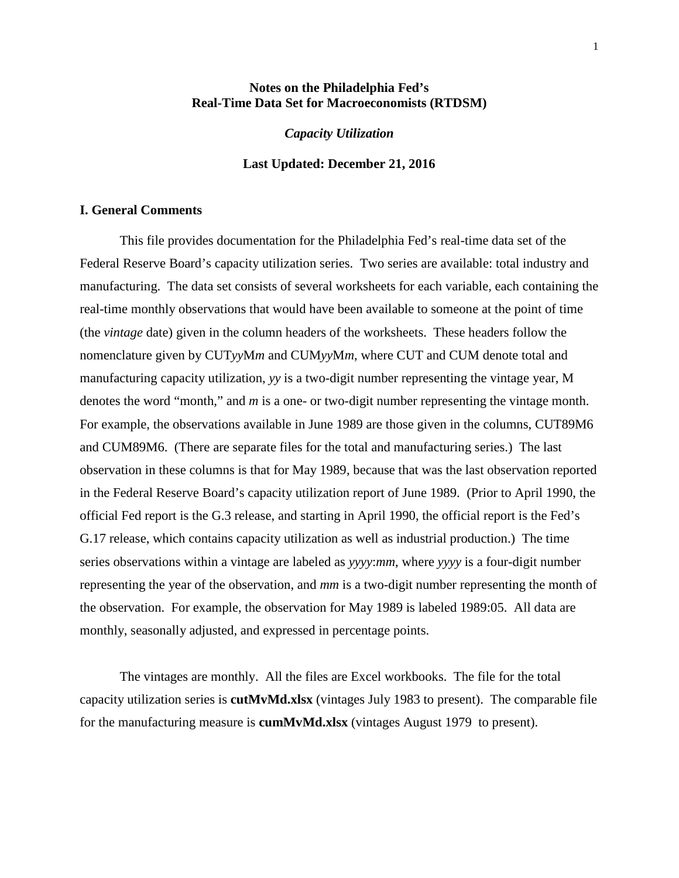# Notes on the Philadelphia Fed's Real-Time Data Set for Macroeconomists (RTDSM)

***Capacity Utilization***

**Last Updated: December 21, 2016**

## I. General Comments

This file provides documentation for the Philadelphia Fed's real-time data set of the Federal Reserve Board's capacity utilization series. Two series are available: total industry and manufacturing. The data set consists of several worksheets for each variable, each containing the real-time monthly observations that would have been available to someone at the point of time (the *vintage* date) given in the column headers of the worksheets. These headers follow the nomenclature given by CUT*yy*M*m* and CUM*yy*M*m*, where CUT and CUM denote total and manufacturing capacity utilization, *yy* is a two-digit number representing the vintage year, M denotes the word "month," and *m* is a one- or two-digit number representing the vintage month. For example, the observations available in June 1989 are those given in the columns, CUT89M6 and CUM89M6. (There are separate files for the total and manufacturing series.) The last observation in these columns is that for May 1989, because that was the last observation reported in the Federal Reserve Board's capacity utilization report of June 1989. (Prior to April 1990, the official Fed report is the G.3 release, and starting in April 1990, the official report is the Fed's G.17 release, which contains capacity utilization as well as industrial production.) The time series observations within a vintage are labeled as *yyyy*:*mm*, where *yyyy* is a four-digit number representing the year of the observation, and *mm* is a two-digit number representing the month of the observation. For example, the observation for May 1989 is labeled 1989:05. All data are monthly, seasonally adjusted, and expressed in percentage points.

The vintages are monthly. All the files are Excel workbooks. The file for the total capacity utilization series is **cutMvMd.xlsx** (vintages July 1983 to present). The comparable file for the manufacturing measure is **cumMvMd.xlsx** (vintages August 1979 to present).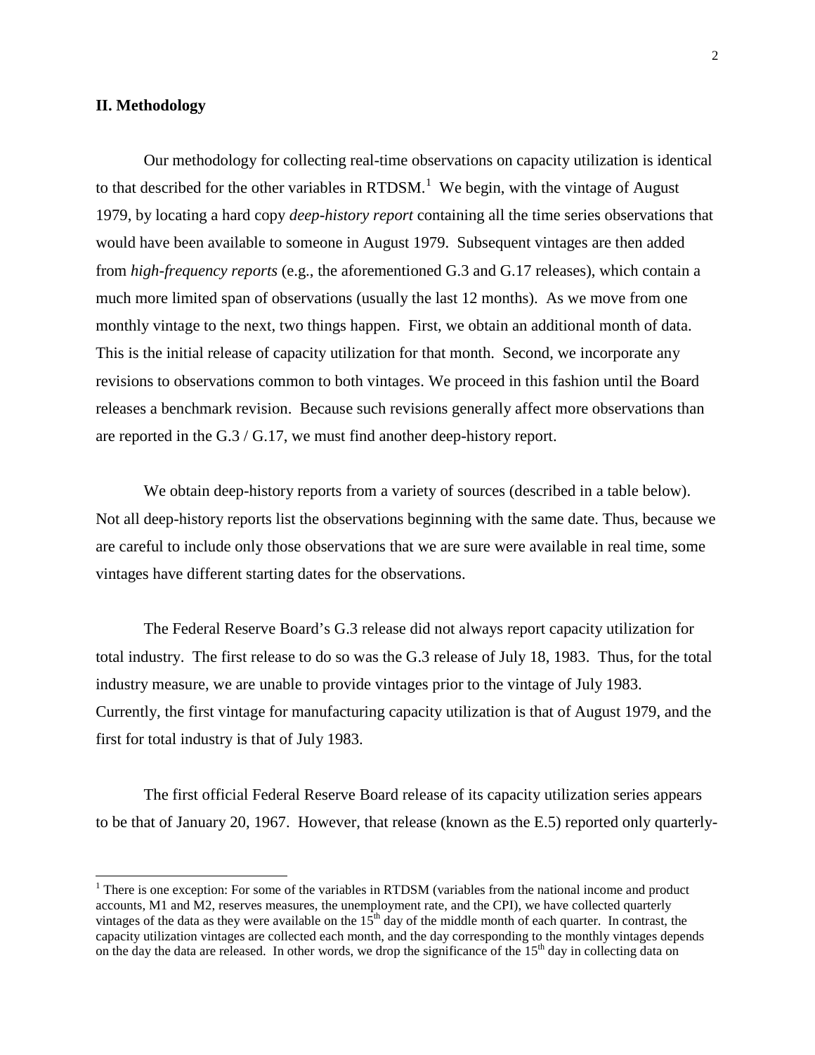## II. Methodology

Our methodology for collecting real-time observations on capacity utilization is identical to that described for the other variables in RTDSM.[1] We begin, with the vintage of August 1979, by locating a hard copy *deep-history report* containing all the time series observations that would have been available to someone in August 1979. Subsequent vintages are then added from *high-frequency reports* (e.g., the aforementioned G.3 and G.17 releases), which contain a much more limited span of observations (usually the last 12 months). As we move from one monthly vintage to the next, two things happen. First, we obtain an additional month of data. This is the initial release of capacity utilization for that month. Second, we incorporate any revisions to observations common to both vintages. We proceed in this fashion until the Board releases a benchmark revision. Because such revisions generally affect more observations than are reported in the G.3 / G.17, we must find another deep-history report.

We obtain deep-history reports from a variety of sources (described in a table below). Not all deep-history reports list the observations beginning with the same date. Thus, because we are careful to include only those observations that we are sure were available in real time, some vintages have different starting dates for the observations.

The Federal Reserve Board's G.3 release did not always report capacity utilization for total industry. The first release to do so was the G.3 release of July 18, 1983. Thus, for the total industry measure, we are unable to provide vintages prior to the vintage of July 1983. Currently, the first vintage for manufacturing capacity utilization is that of August 1979, and the first for total industry is that of July 1983.

The first official Federal Reserve Board release of its capacity utilization series appears to be that of January 20, 1967. However, that release (known as the E.5) reported only quarterly-

---

[1] There is one exception: For some of the variables in RTDSM (variables from the national income and product accounts, M1 and M2, reserves measures, the unemployment rate, and the CPI), we have collected quarterly vintages of the data as they were available on the 15th day of the middle month of each quarter. In contrast, the capacity utilization vintages are collected each month, and the day corresponding to the monthly vintages depends on the day the data are released. In other words, we drop the significance of the 15th day in collecting data on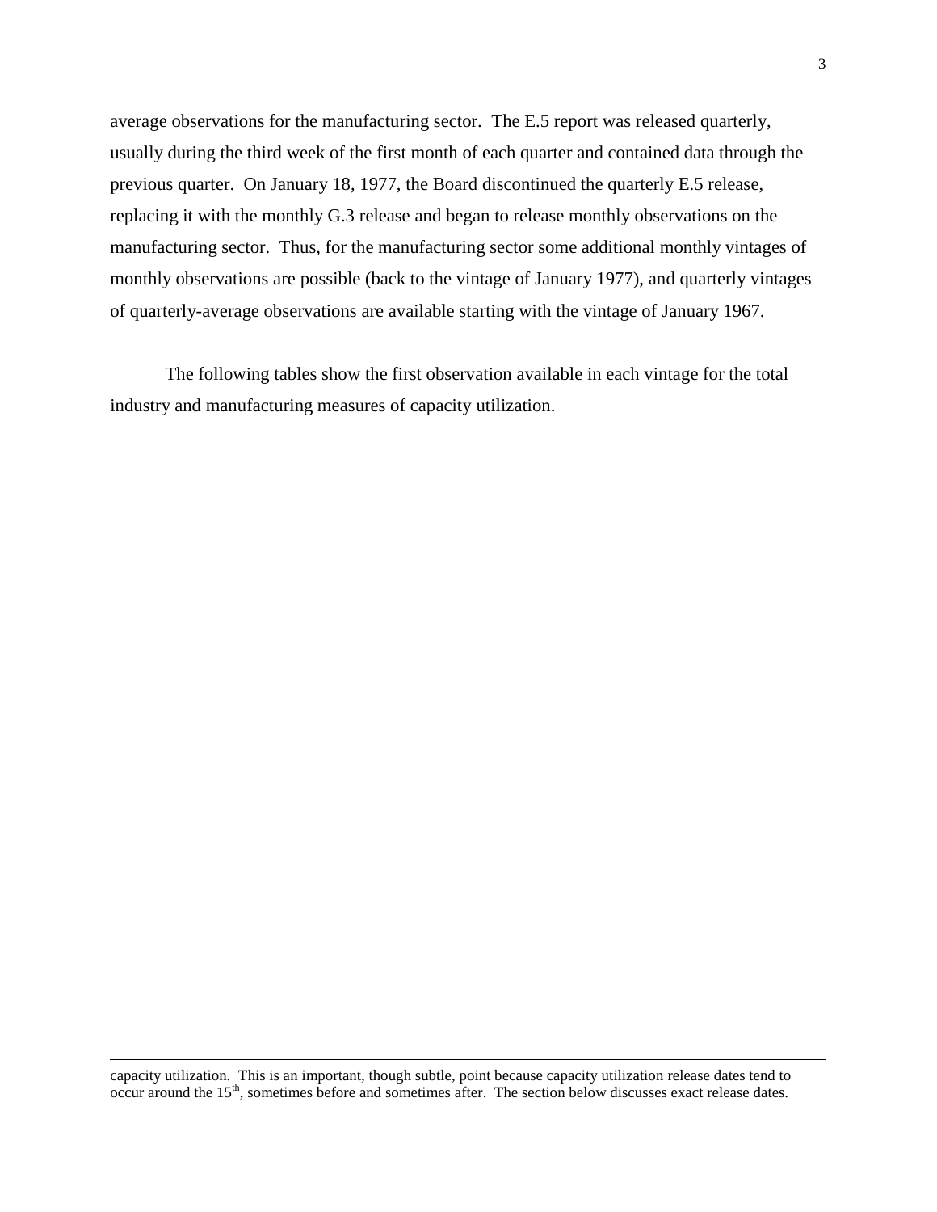average observations for the manufacturing sector. The E.5 report was released quarterly, usually during the third week of the first month of each quarter and contained data through the previous quarter. On January 18, 1977, the Board discontinued the quarterly E.5 release, replacing it with the monthly G.3 release and began to release monthly observations on the manufacturing sector. Thus, for the manufacturing sector some additional monthly vintages of monthly observations are possible (back to the vintage of January 1977), and quarterly vintages of quarterly-average observations are available starting with the vintage of January 1967.

The following tables show the first observation available in each vintage for the total industry and manufacturing measures of capacity utilization.

---

capacity utilization. This is an important, though subtle, point because capacity utilization release dates tend to occur around the 15th, sometimes before and sometimes after. The section below discusses exact release dates.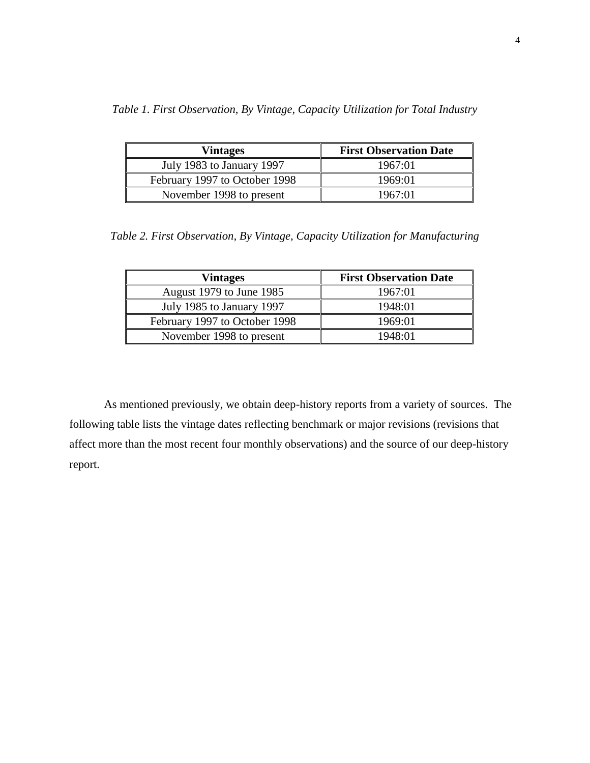*Table 1. First Observation, By Vintage, Capacity Utilization for Total Industry*

| Vintages | First Observation Date |
| --- | --- |
| July 1983 to January 1997 | 1967:01 |
| February 1997 to October 1998 | 1969:01 |
| November 1998 to present | 1967:01 |

*Table 2. First Observation, By Vintage, Capacity Utilization for Manufacturing*

| Vintages | First Observation Date |
| --- | --- |
| August 1979 to June 1985 | 1967:01 |
| July 1985 to January 1997 | 1948:01 |
| February 1997 to October 1998 | 1969:01 |
| November 1998 to present | 1948:01 |

As mentioned previously, we obtain deep-history reports from a variety of sources. The following table lists the vintage dates reflecting benchmark or major revisions (revisions that affect more than the most recent four monthly observations) and the source of our deep-history report.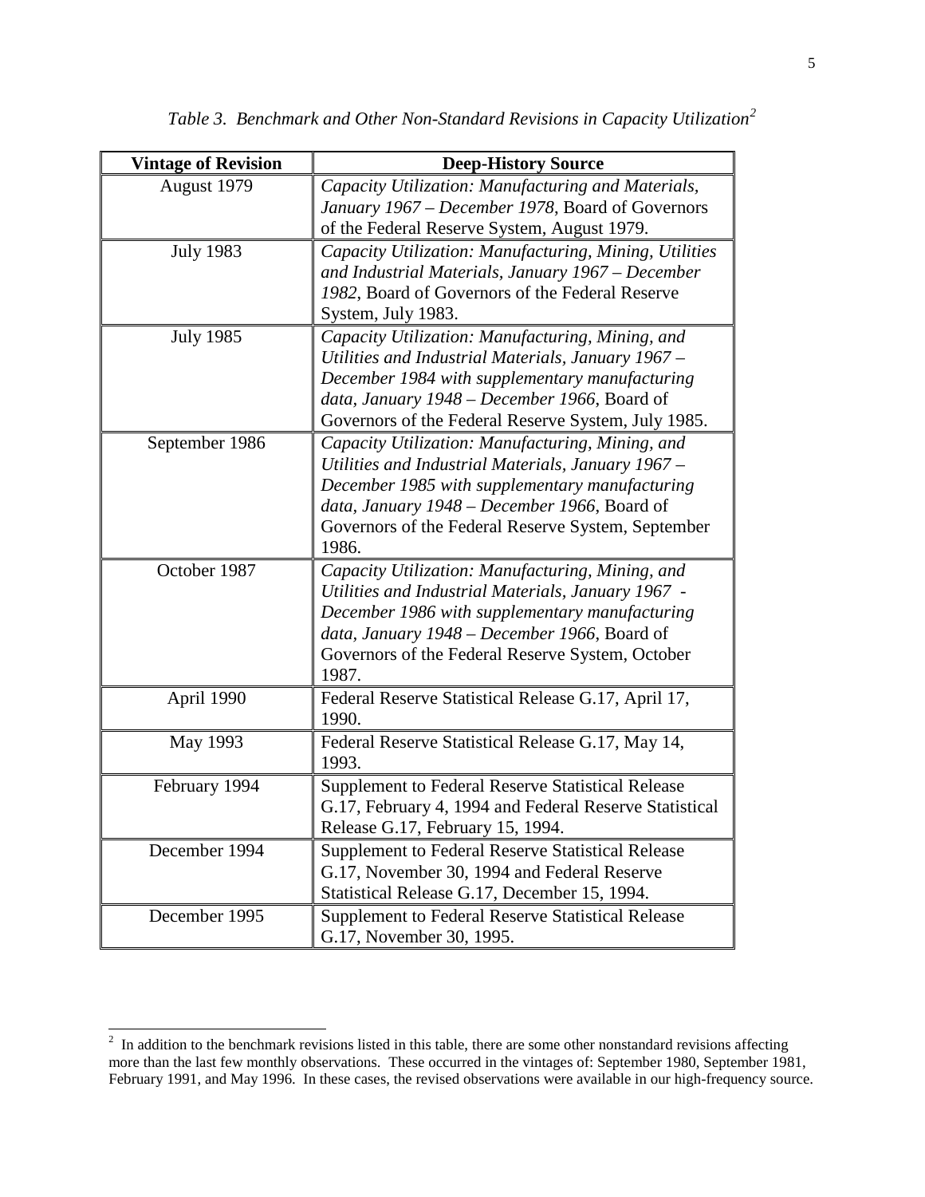*Table 3. Benchmark and Other Non-Standard Revisions in Capacity Utilization*[2]

| Vintage of Revision | Deep-History Source |
|---|---|
| August 1979 | *Capacity Utilization: Manufacturing and Materials, January 1967 – December 1978*, Board of Governors of the Federal Reserve System, August 1979. |
| July 1983 | *Capacity Utilization: Manufacturing, Mining, Utilities and Industrial Materials, January 1967 – December 1982*, Board of Governors of the Federal Reserve System, July 1983. |
| July 1985 | *Capacity Utilization: Manufacturing, Mining, and Utilities and Industrial Materials, January 1967 – December 1984 with supplementary manufacturing data, January 1948 – December 1966*, Board of Governors of the Federal Reserve System, July 1985. |
| September 1986 | *Capacity Utilization: Manufacturing, Mining, and Utilities and Industrial Materials, January 1967 – December 1985 with supplementary manufacturing data, January 1948 – December 1966*, Board of Governors of the Federal Reserve System, September 1986. |
| October 1987 | *Capacity Utilization: Manufacturing, Mining, and Utilities and Industrial Materials, January 1967 - December 1986 with supplementary manufacturing data, January 1948 – December 1966*, Board of Governors of the Federal Reserve System, October 1987. |
| April 1990 | Federal Reserve Statistical Release G.17, April 17, 1990. |
| May 1993 | Federal Reserve Statistical Release G.17, May 14, 1993. |
| February 1994 | Supplement to Federal Reserve Statistical Release G.17, February 4, 1994 and Federal Reserve Statistical Release G.17, February 15, 1994. |
| December 1994 | Supplement to Federal Reserve Statistical Release G.17, November 30, 1994 and Federal Reserve Statistical Release G.17, December 15, 1994. |
| December 1995 | Supplement to Federal Reserve Statistical Release G.17, November 30, 1995. |

[2] In addition to the benchmark revisions listed in this table, there are some other nonstandard revisions affecting more than the last few monthly observations. These occurred in the vintages of: September 1980, September 1981, February 1991, and May 1996. In these cases, the revised observations were available in our high-frequency source.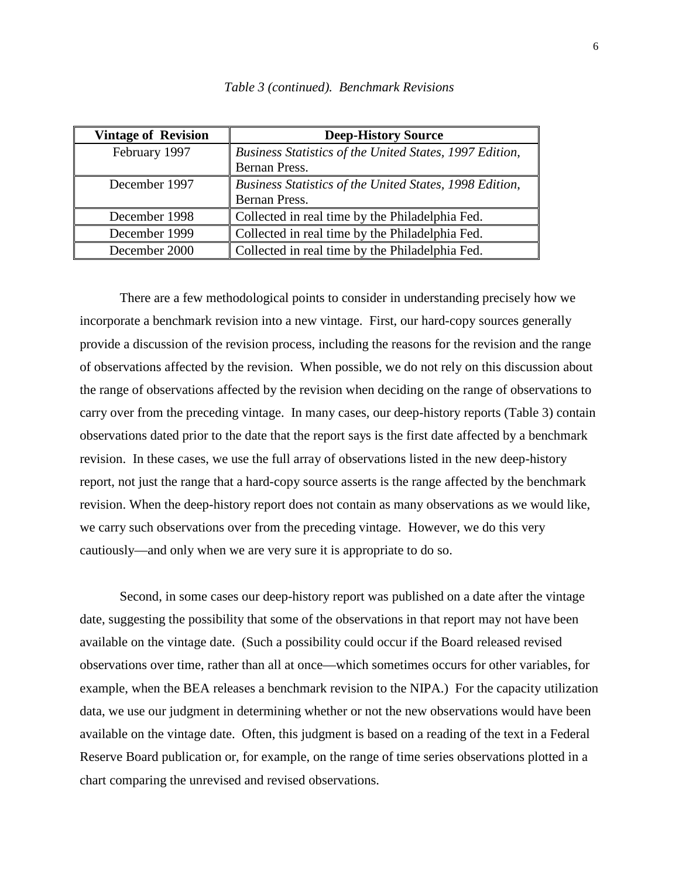*Table 3 (continued). Benchmark Revisions*

| Vintage of Revision | Deep-History Source |
|---|---|
| February 1997 | *Business Statistics of the United States, 1997 Edition*, Bernan Press. |
| December 1997 | *Business Statistics of the United States, 1998 Edition*, Bernan Press. |
| December 1998 | Collected in real time by the Philadelphia Fed. |
| December 1999 | Collected in real time by the Philadelphia Fed. |
| December 2000 | Collected in real time by the Philadelphia Fed. |

There are a few methodological points to consider in understanding precisely how we incorporate a benchmark revision into a new vintage. First, our hard-copy sources generally provide a discussion of the revision process, including the reasons for the revision and the range of observations affected by the revision. When possible, we do not rely on this discussion about the range of observations affected by the revision when deciding on the range of observations to carry over from the preceding vintage. In many cases, our deep-history reports (Table 3) contain observations dated prior to the date that the report says is the first date affected by a benchmark revision. In these cases, we use the full array of observations listed in the new deep-history report, not just the range that a hard-copy source asserts is the range affected by the benchmark revision. When the deep-history report does not contain as many observations as we would like, we carry such observations over from the preceding vintage. However, we do this very cautiously—and only when we are very sure it is appropriate to do so.

Second, in some cases our deep-history report was published on a date after the vintage date, suggesting the possibility that some of the observations in that report may not have been available on the vintage date. (Such a possibility could occur if the Board released revised observations over time, rather than all at once—which sometimes occurs for other variables, for example, when the BEA releases a benchmark revision to the NIPA.) For the capacity utilization data, we use our judgment in determining whether or not the new observations would have been available on the vintage date. Often, this judgment is based on a reading of the text in a Federal Reserve Board publication or, for example, on the range of time series observations plotted in a chart comparing the unrevised and revised observations.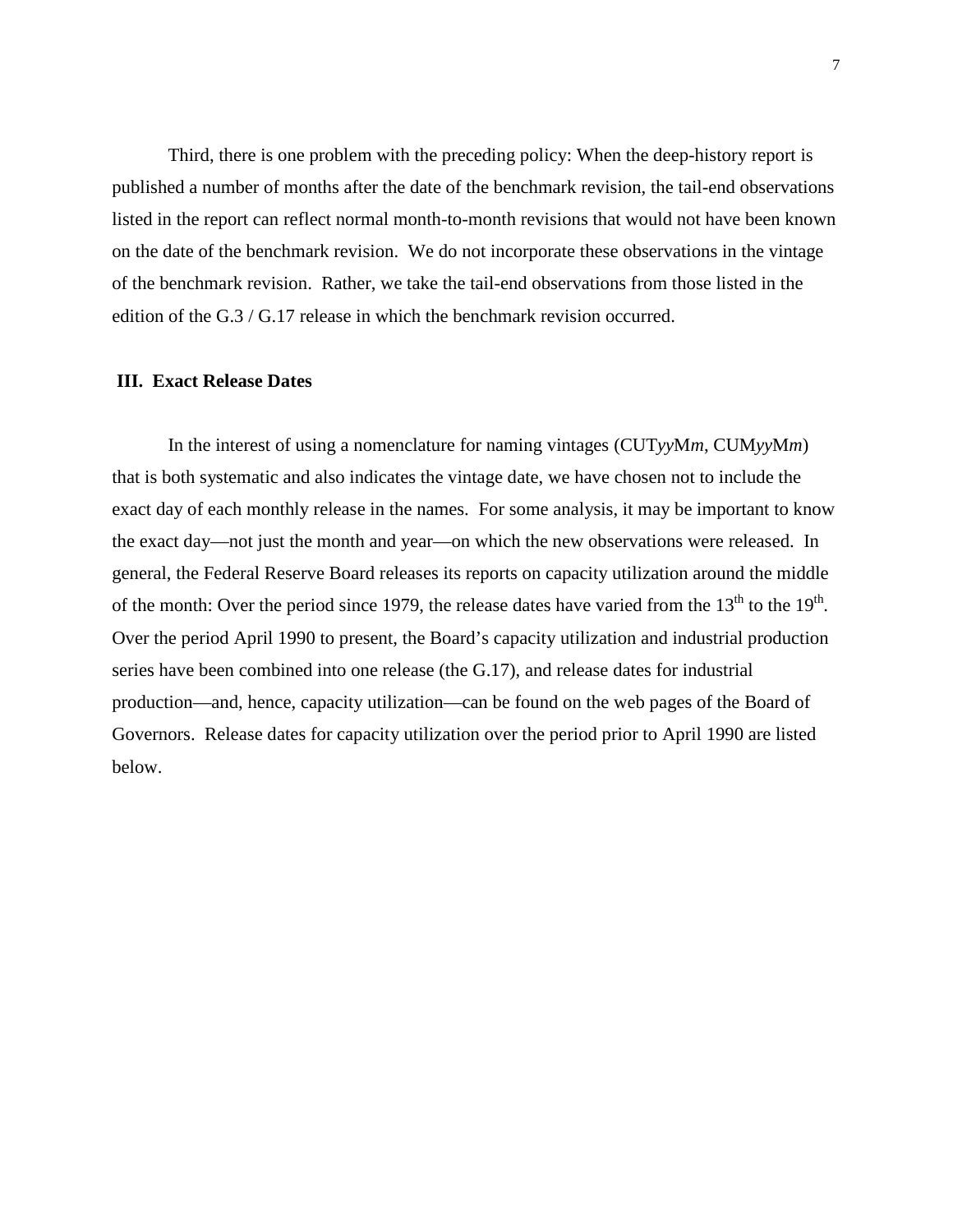Third, there is one problem with the preceding policy: When the deep-history report is published a number of months after the date of the benchmark revision, the tail-end observations listed in the report can reflect normal month-to-month revisions that would not have been known on the date of the benchmark revision. We do not incorporate these observations in the vintage of the benchmark revision. Rather, we take the tail-end observations from those listed in the edition of the G.3 / G.17 release in which the benchmark revision occurred.

## III. Exact Release Dates

In the interest of using a nomenclature for naming vintages (CUT*yy*M*m*, CUM*yy*M*m*) that is both systematic and also indicates the vintage date, we have chosen not to include the exact day of each monthly release in the names. For some analysis, it may be important to know the exact day—not just the month and year—on which the new observations were released. In general, the Federal Reserve Board releases its reports on capacity utilization around the middle of the month: Over the period since 1979, the release dates have varied from the 13th to the 19th. Over the period April 1990 to present, the Board's capacity utilization and industrial production series have been combined into one release (the G.17), and release dates for industrial production—and, hence, capacity utilization—can be found on the web pages of the Board of Governors. Release dates for capacity utilization over the period prior to April 1990 are listed below.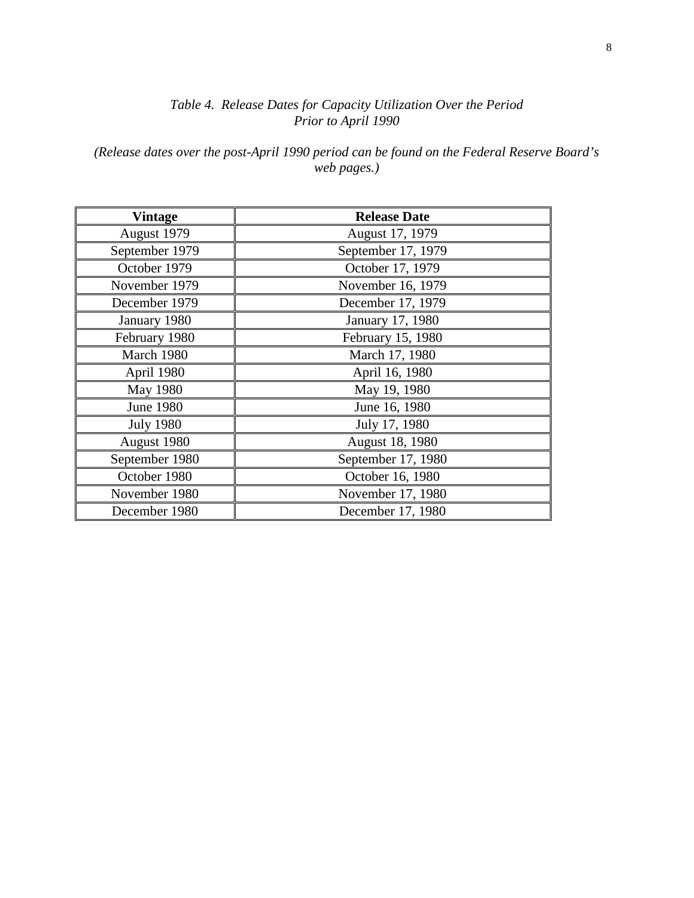*Table 4. Release Dates for Capacity Utilization Over the Period Prior to April 1990*

*(Release dates over the post-April 1990 period can be found on the Federal Reserve Board's web pages.)*

| **Vintage** | **Release Date** |
|---|---|
| August 1979 | August 17, 1979 |
| September 1979 | September 17, 1979 |
| October 1979 | October 17, 1979 |
| November 1979 | November 16, 1979 |
| December 1979 | December 17, 1979 |
| January 1980 | January 17, 1980 |
| February 1980 | February 15, 1980 |
| March 1980 | March 17, 1980 |
| April 1980 | April 16, 1980 |
| May 1980 | May 19, 1980 |
| June 1980 | June 16, 1980 |
| July 1980 | July 17, 1980 |
| August 1980 | August 18, 1980 |
| September 1980 | September 17, 1980 |
| October 1980 | October 16, 1980 |
| November 1980 | November 17, 1980 |
| December 1980 | December 17, 1980 |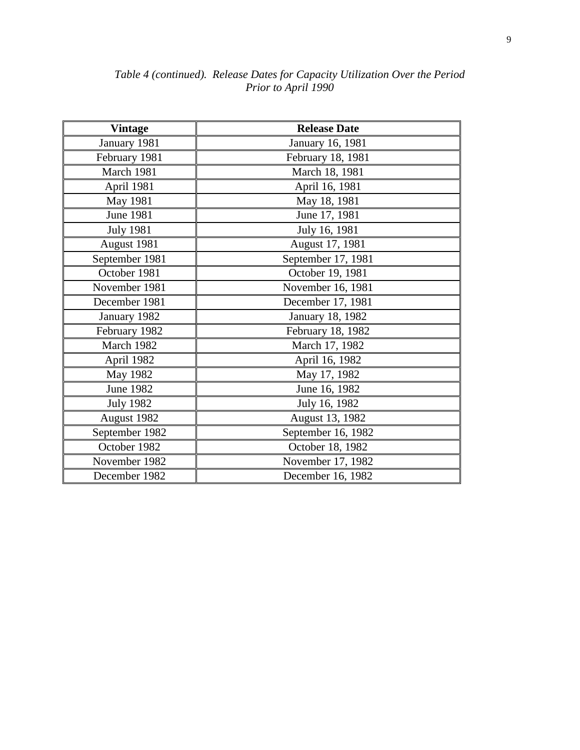*Table 4 (continued). Release Dates for Capacity Utilization Over the Period Prior to April 1990*

| Vintage | Release Date |
|---|---|
| January 1981 | January 16, 1981 |
| February 1981 | February 18, 1981 |
| March 1981 | March 18, 1981 |
| April 1981 | April 16, 1981 |
| May 1981 | May 18, 1981 |
| June 1981 | June 17, 1981 |
| July 1981 | July 16, 1981 |
| August 1981 | August 17, 1981 |
| September 1981 | September 17, 1981 |
| October 1981 | October 19, 1981 |
| November 1981 | November 16, 1981 |
| December 1981 | December 17, 1981 |
| January 1982 | January 18, 1982 |
| February 1982 | February 18, 1982 |
| March 1982 | March 17, 1982 |
| April 1982 | April 16, 1982 |
| May 1982 | May 17, 1982 |
| June 1982 | June 16, 1982 |
| July 1982 | July 16, 1982 |
| August 1982 | August 13, 1982 |
| September 1982 | September 16, 1982 |
| October 1982 | October 18, 1982 |
| November 1982 | November 17, 1982 |
| December 1982 | December 16, 1982 |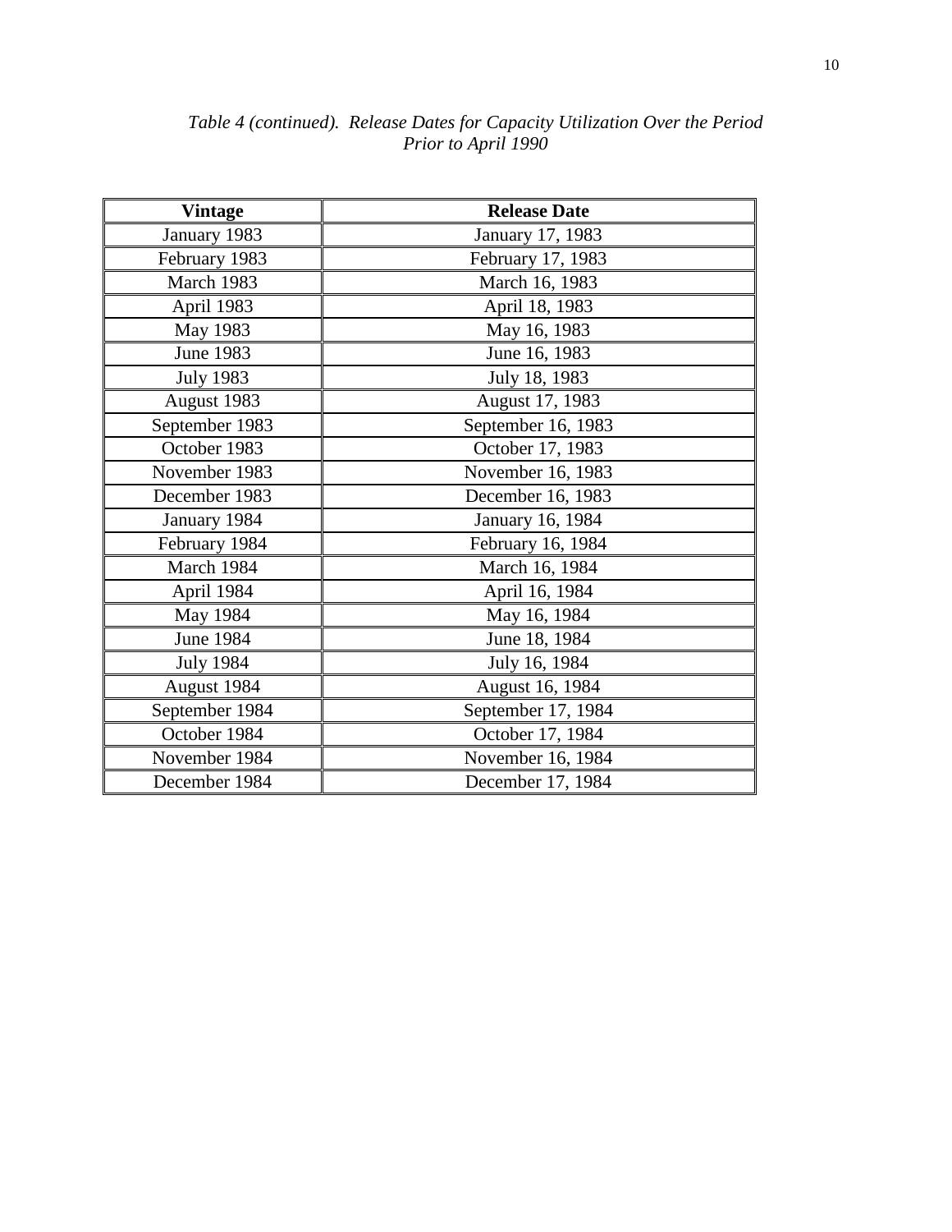*Table 4 (continued). Release Dates for Capacity Utilization Over the Period Prior to April 1990*

| Vintage | Release Date |
|---|---|
| January 1983 | January 17, 1983 |
| February 1983 | February 17, 1983 |
| March 1983 | March 16, 1983 |
| April 1983 | April 18, 1983 |
| May 1983 | May 16, 1983 |
| June 1983 | June 16, 1983 |
| July 1983 | July 18, 1983 |
| August 1983 | August 17, 1983 |
| September 1983 | September 16, 1983 |
| October 1983 | October 17, 1983 |
| November 1983 | November 16, 1983 |
| December 1983 | December 16, 1983 |
| January 1984 | January 16, 1984 |
| February 1984 | February 16, 1984 |
| March 1984 | March 16, 1984 |
| April 1984 | April 16, 1984 |
| May 1984 | May 16, 1984 |
| June 1984 | June 18, 1984 |
| July 1984 | July 16, 1984 |
| August 1984 | August 16, 1984 |
| September 1984 | September 17, 1984 |
| October 1984 | October 17, 1984 |
| November 1984 | November 16, 1984 |
| December 1984 | December 17, 1984 |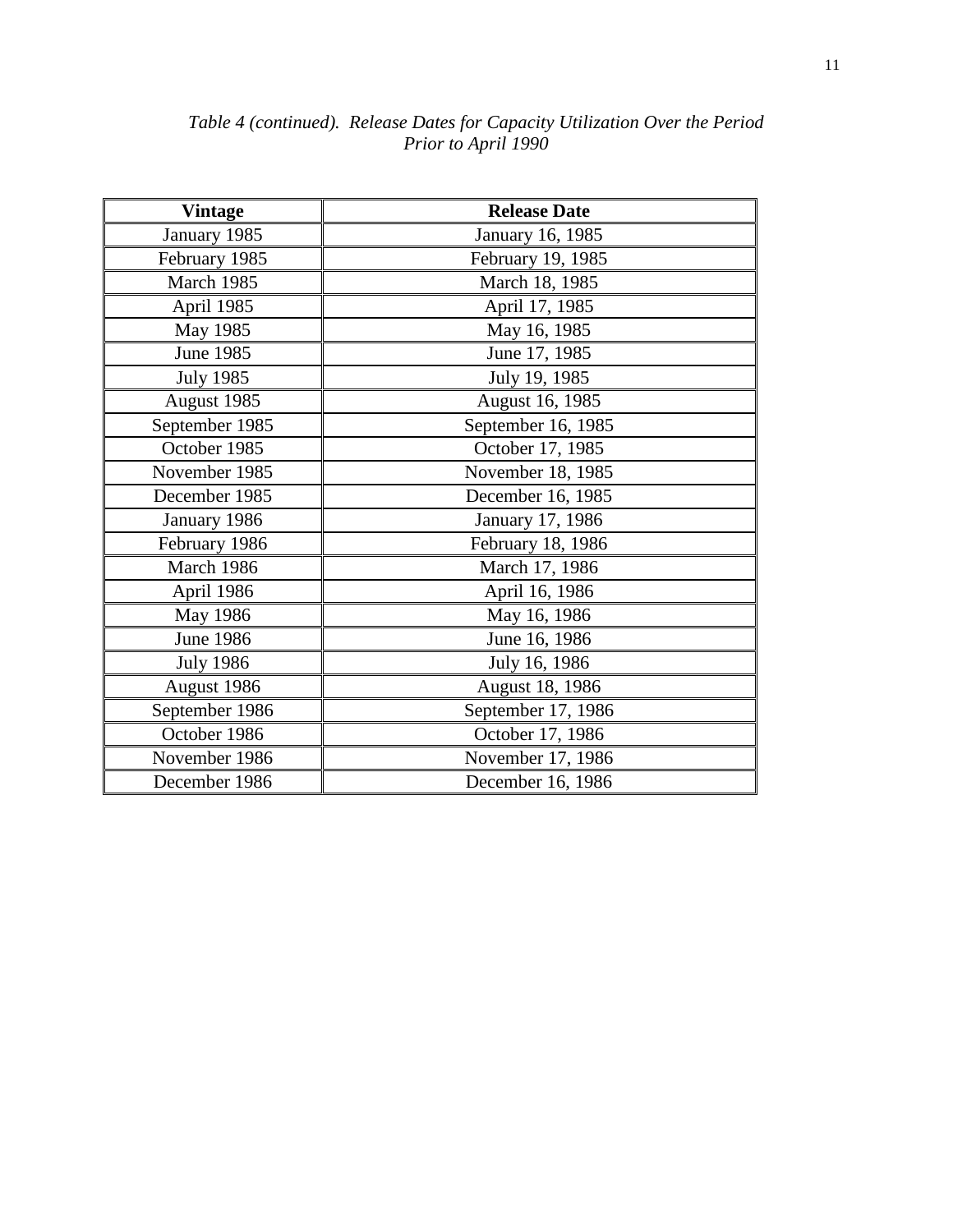*Table 4 (continued). Release Dates for Capacity Utilization Over the Period Prior to April 1990*

| Vintage | Release Date |
|---|---|
| January 1985 | January 16, 1985 |
| February 1985 | February 19, 1985 |
| March 1985 | March 18, 1985 |
| April 1985 | April 17, 1985 |
| May 1985 | May 16, 1985 |
| June 1985 | June 17, 1985 |
| July 1985 | July 19, 1985 |
| August 1985 | August 16, 1985 |
| September 1985 | September 16, 1985 |
| October 1985 | October 17, 1985 |
| November 1985 | November 18, 1985 |
| December 1985 | December 16, 1985 |
| January 1986 | January 17, 1986 |
| February 1986 | February 18, 1986 |
| March 1986 | March 17, 1986 |
| April 1986 | April 16, 1986 |
| May 1986 | May 16, 1986 |
| June 1986 | June 16, 1986 |
| July 1986 | July 16, 1986 |
| August 1986 | August 18, 1986 |
| September 1986 | September 17, 1986 |
| October 1986 | October 17, 1986 |
| November 1986 | November 17, 1986 |
| December 1986 | December 16, 1986 |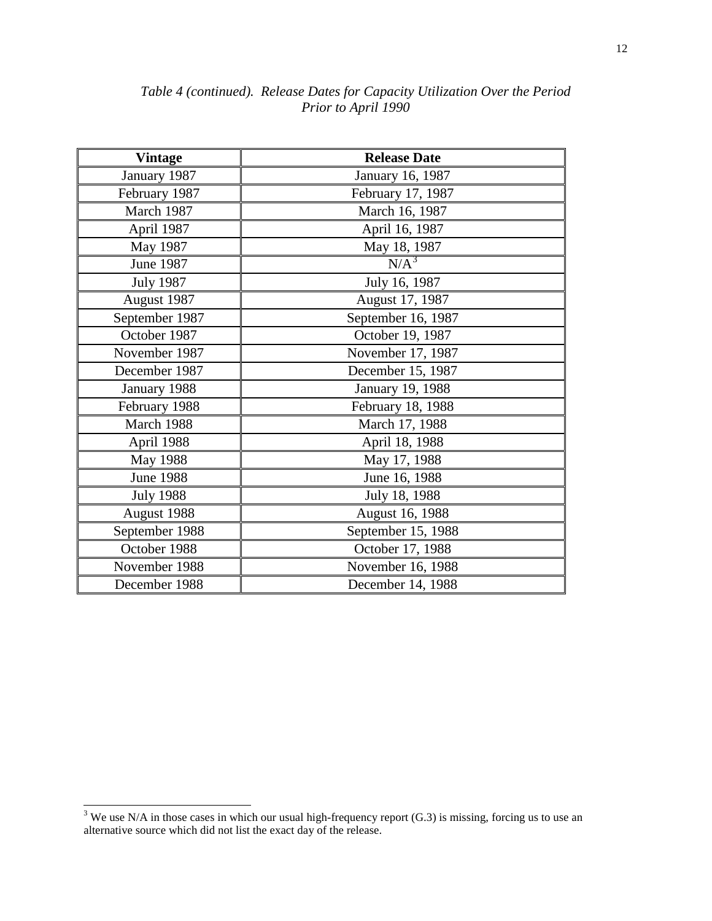*Table 4 (continued). Release Dates for Capacity Utilization Over the Period Prior to April 1990*

| Vintage | Release Date |
|---|---|
| January 1987 | January 16, 1987 |
| February 1987 | February 17, 1987 |
| March 1987 | March 16, 1987 |
| April 1987 | April 16, 1987 |
| May 1987 | May 18, 1987 |
| June 1987 | N/A[3] |
| July 1987 | July 16, 1987 |
| August 1987 | August 17, 1987 |
| September 1987 | September 16, 1987 |
| October 1987 | October 19, 1987 |
| November 1987 | November 17, 1987 |
| December 1987 | December 15, 1987 |
| January 1988 | January 19, 1988 |
| February 1988 | February 18, 1988 |
| March 1988 | March 17, 1988 |
| April 1988 | April 18, 1988 |
| May 1988 | May 17, 1988 |
| June 1988 | June 16, 1988 |
| July 1988 | July 18, 1988 |
| August 1988 | August 16, 1988 |
| September 1988 | September 15, 1988 |
| October 1988 | October 17, 1988 |
| November 1988 | November 16, 1988 |
| December 1988 | December 14, 1988 |

[3] We use N/A in those cases in which our usual high-frequency report (G.3) is missing, forcing us to use an alternative source which did not list the exact day of the release.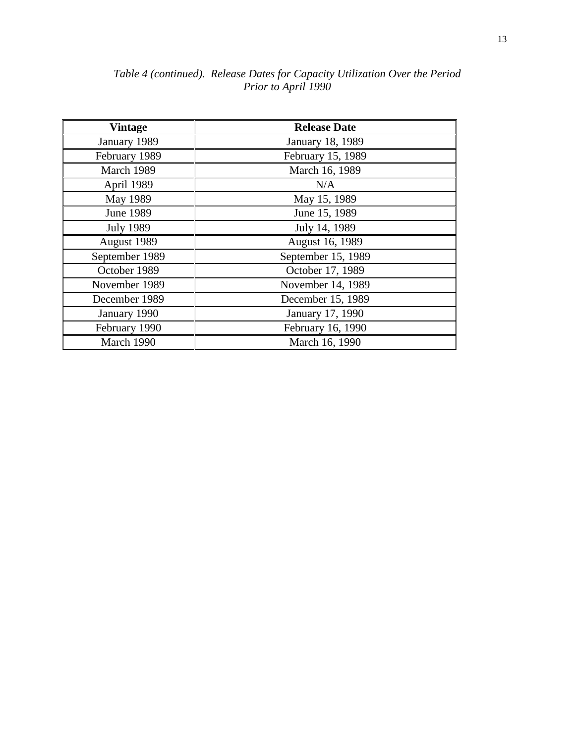*Table 4 (continued). Release Dates for Capacity Utilization Over the Period Prior to April 1990*

| **Vintage** | **Release Date** |
|---|---|
| January 1989 | January 18, 1989 |
| February 1989 | February 15, 1989 |
| March 1989 | March 16, 1989 |
| April 1989 | N/A |
| May 1989 | May 15, 1989 |
| June 1989 | June 15, 1989 |
| July 1989 | July 14, 1989 |
| August 1989 | August 16, 1989 |
| September 1989 | September 15, 1989 |
| October 1989 | October 17, 1989 |
| November 1989 | November 14, 1989 |
| December 1989 | December 15, 1989 |
| January 1990 | January 17, 1990 |
| February 1990 | February 16, 1990 |
| March 1990 | March 16, 1990 |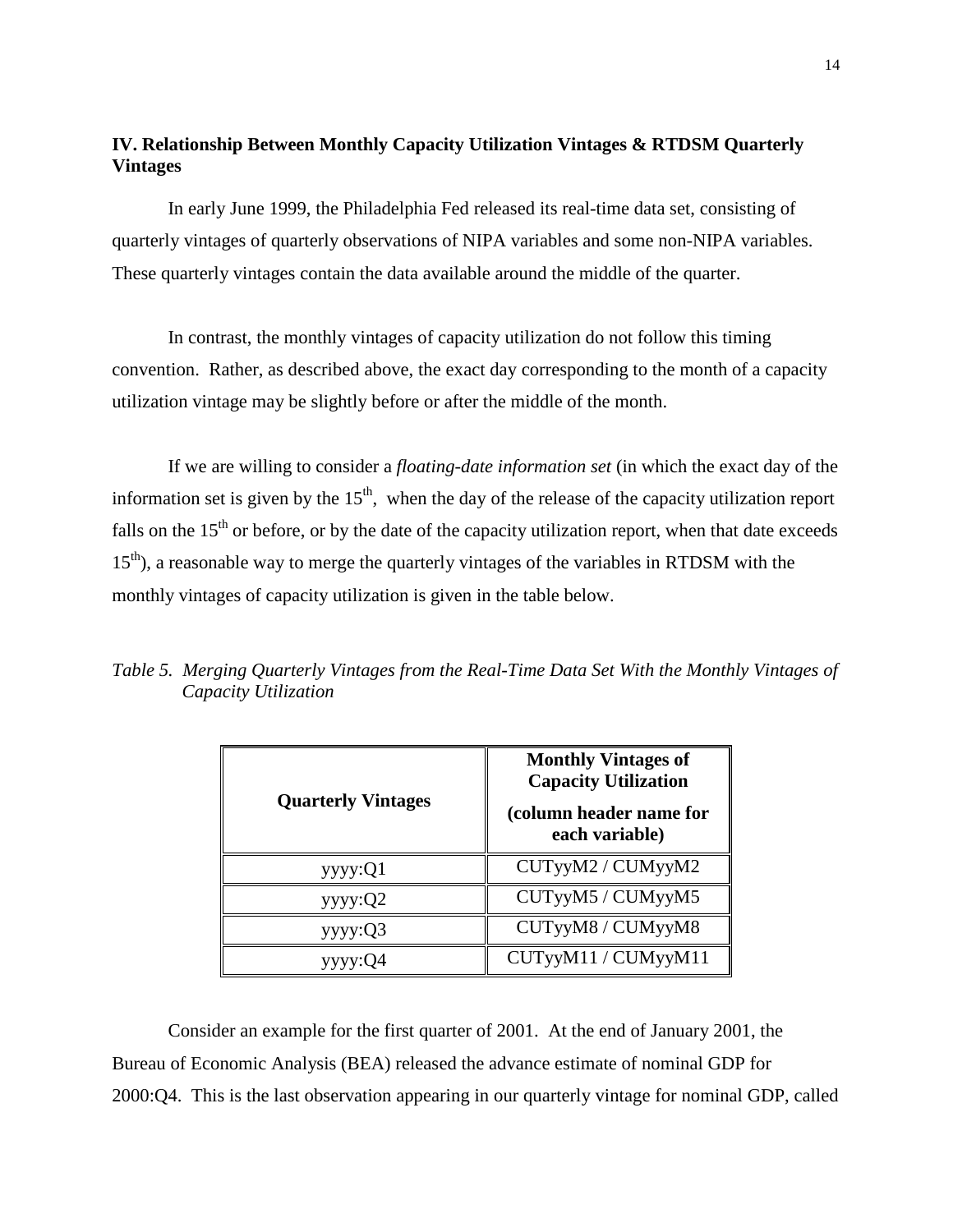## IV. Relationship Between Monthly Capacity Utilization Vintages & RTDSM Quarterly Vintages

In early June 1999, the Philadelphia Fed released its real-time data set, consisting of quarterly vintages of quarterly observations of NIPA variables and some non-NIPA variables. These quarterly vintages contain the data available around the middle of the quarter.

In contrast, the monthly vintages of capacity utilization do not follow this timing convention. Rather, as described above, the exact day corresponding to the month of a capacity utilization vintage may be slightly before or after the middle of the month.

If we are willing to consider a *floating-date information set* (in which the exact day of the information set is given by the $15^{th}$, when the day of the release of the capacity utilization report falls on the $15^{th}$ or before, or by the date of the capacity utilization report, when that date exceeds $15^{th}$), a reasonable way to merge the quarterly vintages of the variables in RTDSM with the monthly vintages of capacity utilization is given in the table below.

*Table 5. Merging Quarterly Vintages from the Real-Time Data Set With the Monthly Vintages of Capacity Utilization*

| **Quarterly Vintages** | **Monthly Vintages of Capacity Utilization (column header name for each variable)** |
|---|---|
| yyyy:Q1 | CUTyyM2 / CUMyyM2 |
| yyyy:Q2 | CUTyyM5 / CUMyyM5 |
| yyyy:Q3 | CUTyyM8 / CUMyyM8 |
| yyyy:Q4 | CUTyyM11 / CUMyyM11 |

Consider an example for the first quarter of 2001. At the end of January 2001, the Bureau of Economic Analysis (BEA) released the advance estimate of nominal GDP for 2000:Q4. This is the last observation appearing in our quarterly vintage for nominal GDP, called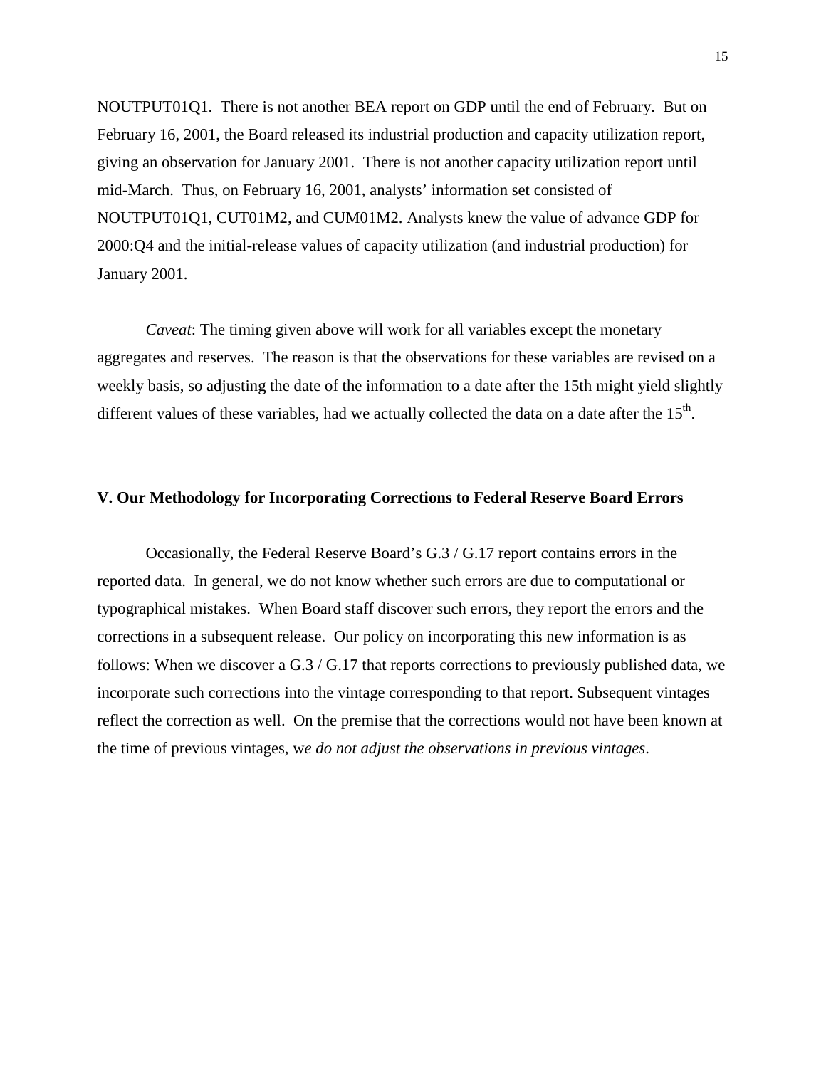NOUTPUT01Q1. There is not another BEA report on GDP until the end of February. But on February 16, 2001, the Board released its industrial production and capacity utilization report, giving an observation for January 2001. There is not another capacity utilization report until mid-March. Thus, on February 16, 2001, analysts' information set consisted of NOUTPUT01Q1, CUT01M2, and CUM01M2. Analysts knew the value of advance GDP for 2000:Q4 and the initial-release values of capacity utilization (and industrial production) for January 2001.

*Caveat*: The timing given above will work for all variables except the monetary aggregates and reserves. The reason is that the observations for these variables are revised on a weekly basis, so adjusting the date of the information to a date after the 15th might yield slightly different values of these variables, had we actually collected the data on a date after the 15$^{th}$.

## V. Our Methodology for Incorporating Corrections to Federal Reserve Board Errors

Occasionally, the Federal Reserve Board's G.3 / G.17 report contains errors in the reported data. In general, we do not know whether such errors are due to computational or typographical mistakes. When Board staff discover such errors, they report the errors and the corrections in a subsequent release. Our policy on incorporating this new information is as follows: When we discover a G.3 / G.17 that reports corrections to previously published data, we incorporate such corrections into the vintage corresponding to that report. Subsequent vintages reflect the correction as well. On the premise that the corrections would not have been known at the time of previous vintages, w*e do not adjust the observations in previous vintages*.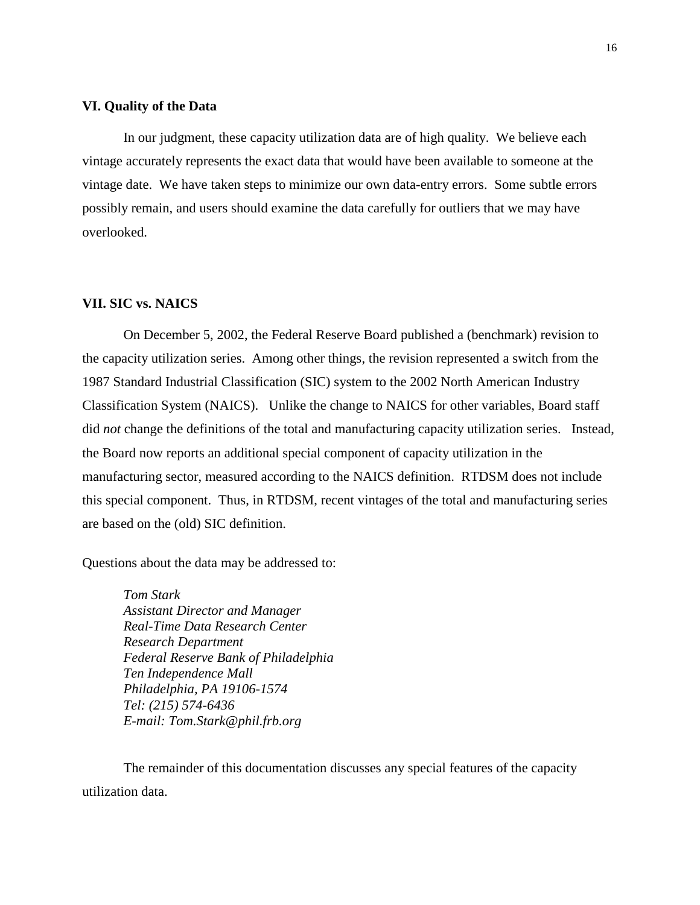## VI. Quality of the Data

In our judgment, these capacity utilization data are of high quality. We believe each vintage accurately represents the exact data that would have been available to someone at the vintage date. We have taken steps to minimize our own data-entry errors. Some subtle errors possibly remain, and users should examine the data carefully for outliers that we may have overlooked.

## VII. SIC vs. NAICS

On December 5, 2002, the Federal Reserve Board published a (benchmark) revision to the capacity utilization series. Among other things, the revision represented a switch from the 1987 Standard Industrial Classification (SIC) system to the 2002 North American Industry Classification System (NAICS). Unlike the change to NAICS for other variables, Board staff did *not* change the definitions of the total and manufacturing capacity utilization series. Instead, the Board now reports an additional special component of capacity utilization in the manufacturing sector, measured according to the NAICS definition. RTDSM does not include this special component. Thus, in RTDSM, recent vintages of the total and manufacturing series are based on the (old) SIC definition.

Questions about the data may be addressed to:

*Tom Stark*
*Assistant Director and Manager*
*Real-Time Data Research Center*
*Research Department*
*Federal Reserve Bank of Philadelphia*
*Ten Independence Mall*
*Philadelphia, PA 19106-1574*
*Tel: (215) 574-6436*
*E-mail: Tom.Stark@phil.frb.org*

The remainder of this documentation discusses any special features of the capacity utilization data.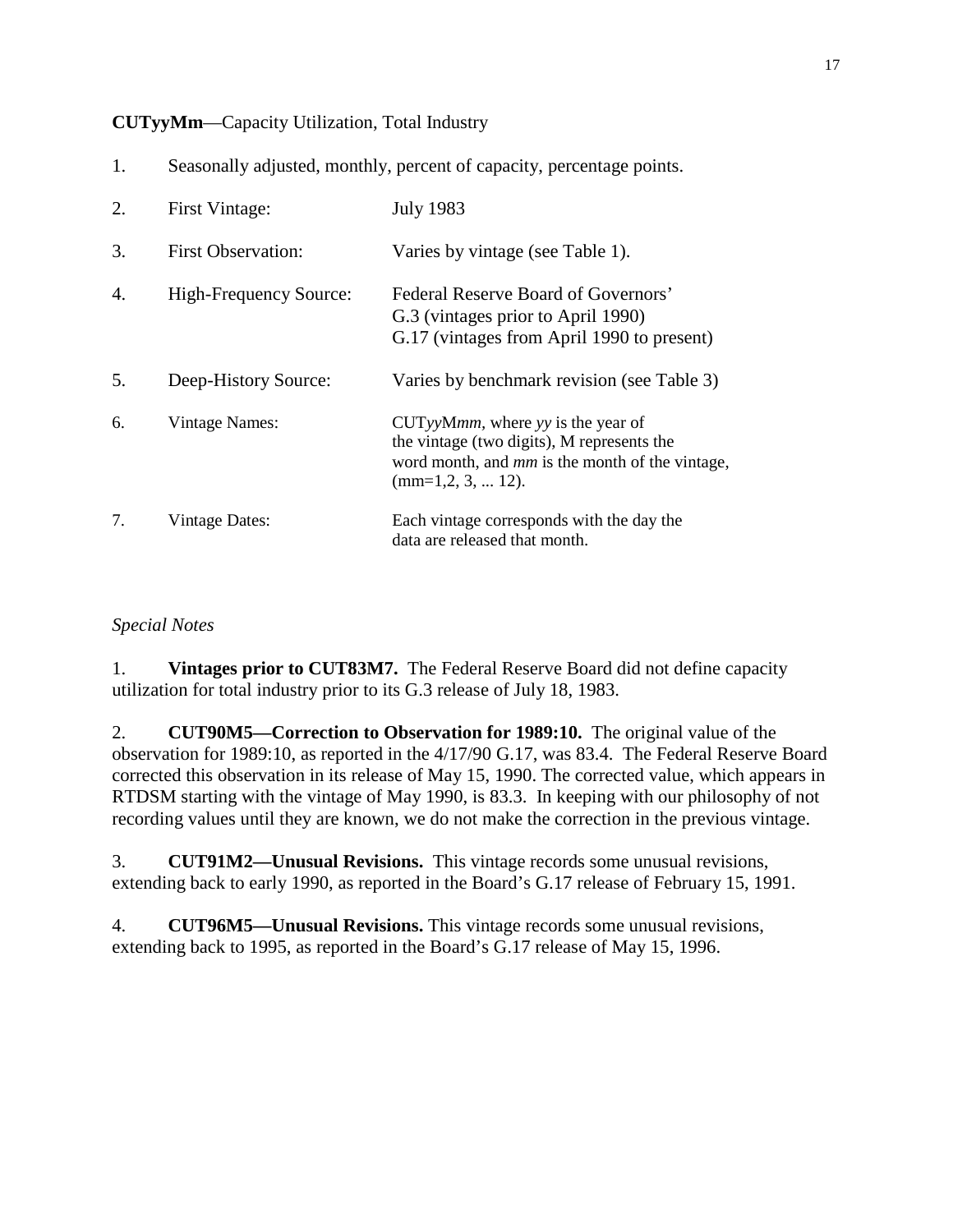**CUTyyMm**—Capacity Utilization, Total Industry

1. Seasonally adjusted, monthly, percent of capacity, percentage points.

2. First Vintage: July 1983

3. First Observation: Varies by vintage (see Table 1).

4. High-Frequency Source: Federal Reserve Board of Governors' G.3 (vintages prior to April 1990) G.17 (vintages from April 1990 to present)

5. Deep-History Source: Varies by benchmark revision (see Table 3)

6. Vintage Names: CUT*yy*M*mm*, where *yy* is the year of the vintage (two digits), M represents the word month, and *mm* is the month of the vintage, (mm=1,2, 3, ... 12).

7. Vintage Dates: Each vintage corresponds with the day the data are released that month.

*Special Notes*

1. **Vintages prior to CUT83M7.** The Federal Reserve Board did not define capacity utilization for total industry prior to its G.3 release of July 18, 1983.

2. **CUT90M5—Correction to Observation for 1989:10.** The original value of the observation for 1989:10, as reported in the 4/17/90 G.17, was 83.4. The Federal Reserve Board corrected this observation in its release of May 15, 1990. The corrected value, which appears in RTDSM starting with the vintage of May 1990, is 83.3. In keeping with our philosophy of not recording values until they are known, we do not make the correction in the previous vintage.

3. **CUT91M2—Unusual Revisions.** This vintage records some unusual revisions, extending back to early 1990, as reported in the Board's G.17 release of February 15, 1991.

4. **CUT96M5—Unusual Revisions.** This vintage records some unusual revisions, extending back to 1995, as reported in the Board's G.17 release of May 15, 1996.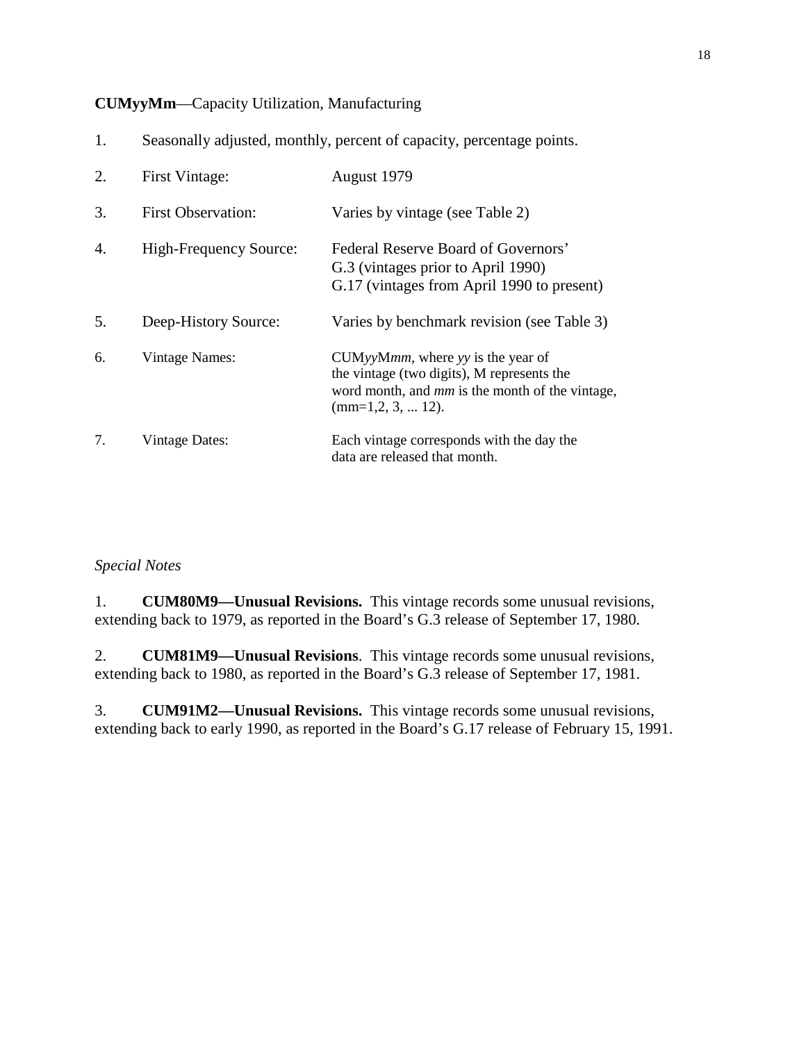**CUMyyMm**—Capacity Utilization, Manufacturing

1. Seasonally adjusted, monthly, percent of capacity, percentage points.

2. First Vintage: August 1979

3. First Observation: Varies by vintage (see Table 2)

4. High-Frequency Source: Federal Reserve Board of Governors'
   G.3 (vintages prior to April 1990)
   G.17 (vintages from April 1990 to present)

5. Deep-History Source: Varies by benchmark revision (see Table 3)

6. Vintage Names: CUM*yy*M*mm*, where *yy* is the year of the vintage (two digits), M represents the word month, and *mm* is the month of the vintage, (mm=1,2, 3, ... 12).

7. Vintage Dates: Each vintage corresponds with the day the data are released that month.

*Special Notes*

1. **CUM80M9—Unusual Revisions.** This vintage records some unusual revisions, extending back to 1979, as reported in the Board's G.3 release of September 17, 1980.

2. **CUM81M9—Unusual Revisions**. This vintage records some unusual revisions, extending back to 1980, as reported in the Board's G.3 release of September 17, 1981.

3. **CUM91M2—Unusual Revisions.** This vintage records some unusual revisions, extending back to early 1990, as reported in the Board's G.17 release of February 15, 1991.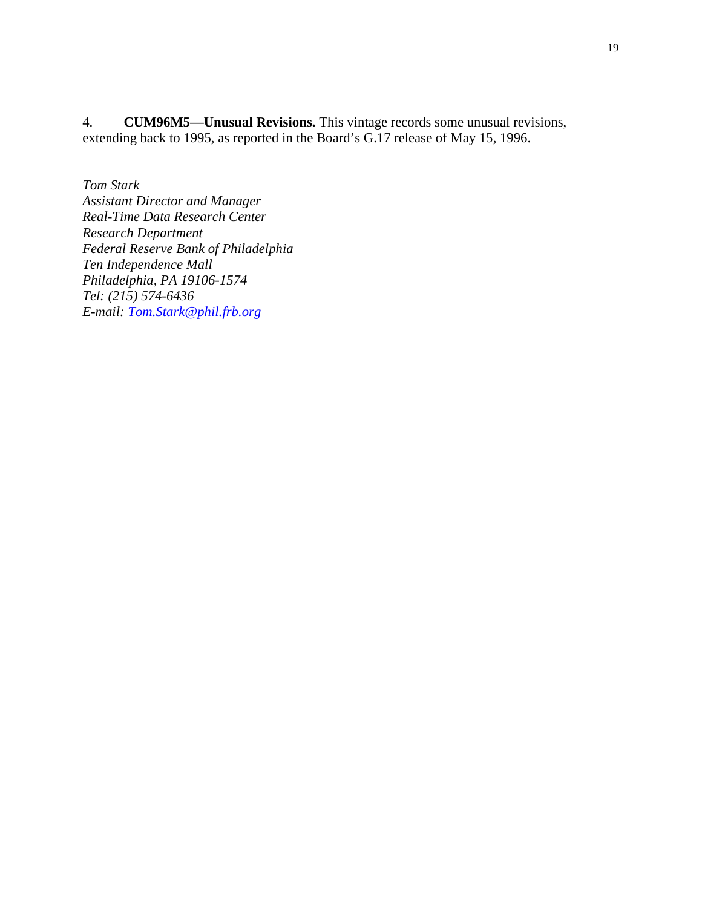4. **CUM96M5—Unusual Revisions.** This vintage records some unusual revisions, extending back to 1995, as reported in the Board's G.17 release of May 15, 1996.

*Tom Stark*
*Assistant Director and Manager*
*Real-Time Data Research Center*
*Research Department*
*Federal Reserve Bank of Philadelphia*
*Ten Independence Mall*
*Philadelphia, PA 19106-1574*
*Tel: (215) 574-6436*
*E-mail: Tom.Stark@phil.frb.org*